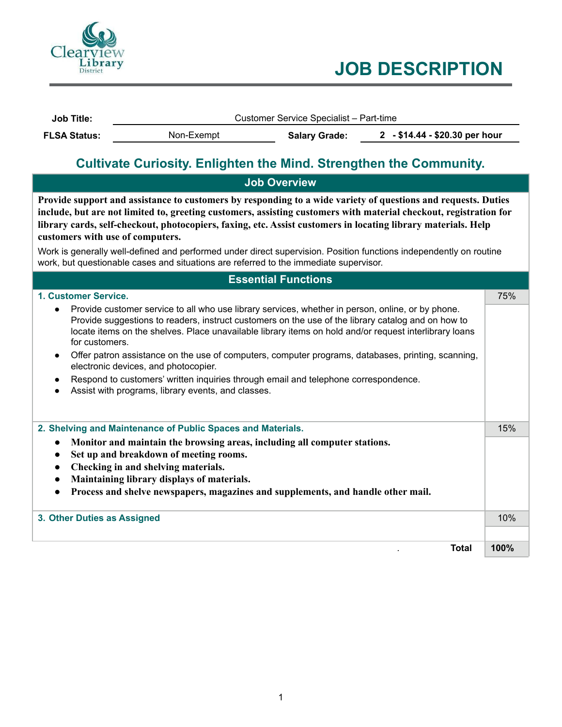Clearview Library District

# JOB DESCRIPTION

| Job Title: | Customer Service Specialist – Part-time | | |
|---|---|---|---|
| **FLSA Status:** | Non-Exempt | **Salary Grade:** | **2 - $14.44 - $20.30 per hour** |

## Cultivate Curiosity. Enlighten the Mind. Strengthen the Community.

### Job Overview

**Provide support and assistance to customers by responding to a wide variety of questions and requests. Duties include, but are not limited to, greeting customers, assisting customers with material checkout, registration for library cards, self-checkout, photocopiers, faxing, etc. Assist customers in locating library materials. Help customers with use of computers.**

Work is generally well-defined and performed under direct supervision. Position functions independently on routine work, but questionable cases and situations are referred to the immediate supervisor.

### Essential Functions

**1. Customer Service.** — 75%

- Provide customer service to all who use library services, whether in person, online, or by phone. Provide suggestions to readers, instruct customers on the use of the library catalog and on how to locate items on the shelves. Place unavailable library items on hold and/or request interlibrary loans for customers.
- Offer patron assistance on the use of computers, computer programs, databases, printing, scanning, electronic devices, and photocopier.
- Respond to customers' written inquiries through email and telephone correspondence.
- Assist with programs, library events, and classes.

**2. Shelving and Maintenance of Public Spaces and Materials.** — 15%

- **Monitor and maintain the browsing areas, including all computer stations.**
- **Set up and breakdown of meeting rooms.**
- **Checking in and shelving materials.**
- **Maintaining library displays of materials.**
- **Process and shelve newspapers, magazines and supplements, and handle other mail.**

**3. Other Duties as Assigned** — 10%

**Total** — **100%**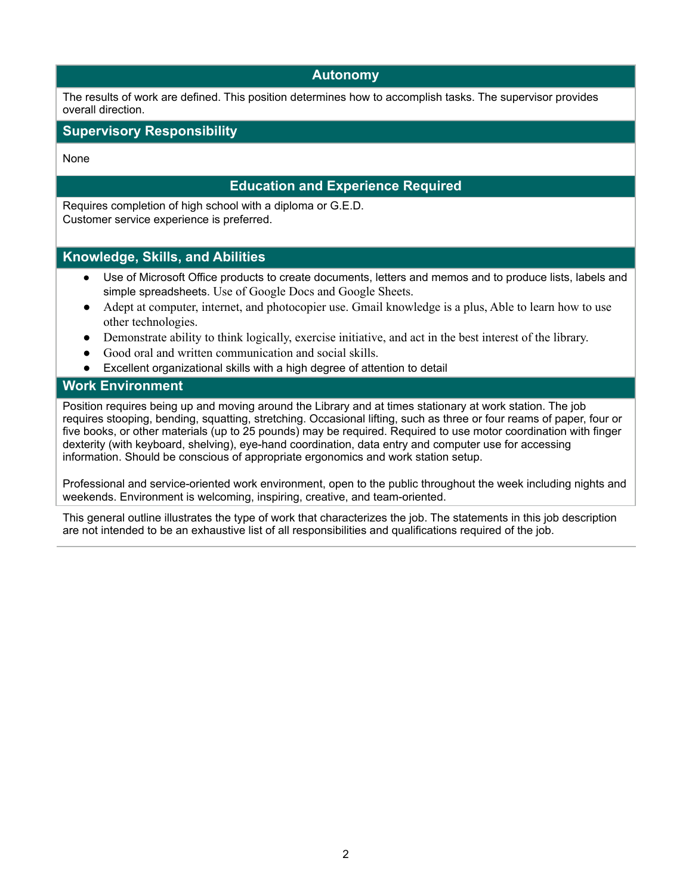## Autonomy

The results of work are defined. This position determines how to accomplish tasks. The supervisor provides overall direction.

## Supervisory Responsibility

None

## Education and Experience Required

Requires completion of high school with a diploma or G.E.D.
Customer service experience is preferred.

## Knowledge, Skills, and Abilities

- Use of Microsoft Office products to create documents, letters and memos and to produce lists, labels and simple spreadsheets. Use of Google Docs and Google Sheets.
- Adept at computer, internet, and photocopier use. Gmail knowledge is a plus, Able to learn how to use other technologies.
- Demonstrate ability to think logically, exercise initiative, and act in the best interest of the library.
- Good oral and written communication and social skills.
- Excellent organizational skills with a high degree of attention to detail

## Work Environment

Position requires being up and moving around the Library and at times stationary at work station. The job requires stooping, bending, squatting, stretching. Occasional lifting, such as three or four reams of paper, four or five books, or other materials (up to 25 pounds) may be required. Required to use motor coordination with finger dexterity (with keyboard, shelving), eye-hand coordination, data entry and computer use for accessing information. Should be conscious of appropriate ergonomics and work station setup.

Professional and service-oriented work environment, open to the public throughout the week including nights and weekends. Environment is welcoming, inspiring, creative, and team-oriented.

This general outline illustrates the type of work that characterizes the job. The statements in this job description are not intended to be an exhaustive list of all responsibilities and qualifications required of the job.